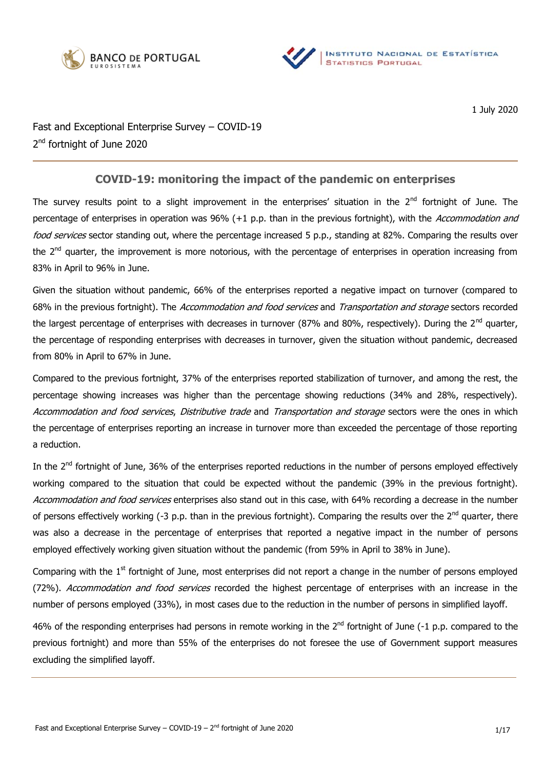1 July 2020

Fast and Exceptional Enterprise Survey – COVID-19
2nd fortnight of June 2020

## COVID-19: monitoring the impact of the pandemic on enterprises

The survey results point to a slight improvement in the enterprises' situation in the 2nd fortnight of June. The percentage of enterprises in operation was 96% (+1 p.p. than in the previous fortnight), with the *Accommodation and food services* sector standing out, where the percentage increased 5 p.p., standing at 82%. Comparing the results over the 2nd quarter, the improvement is more notorious, with the percentage of enterprises in operation increasing from 83% in April to 96% in June.

Given the situation without pandemic, 66% of the enterprises reported a negative impact on turnover (compared to 68% in the previous fortnight). The *Accommodation and food services* and *Transportation and storage* sectors recorded the largest percentage of enterprises with decreases in turnover (87% and 80%, respectively). During the 2nd quarter, the percentage of responding enterprises with decreases in turnover, given the situation without pandemic, decreased from 80% in April to 67% in June.

Compared to the previous fortnight, 37% of the enterprises reported stabilization of turnover, and among the rest, the percentage showing increases was higher than the percentage showing reductions (34% and 28%, respectively). *Accommodation and food services*, *Distributive trade* and *Transportation and storage* sectors were the ones in which the percentage of enterprises reporting an increase in turnover more than exceeded the percentage of those reporting a reduction.

In the 2nd fortnight of June, 36% of the enterprises reported reductions in the number of persons employed effectively working compared to the situation that could be expected without the pandemic (39% in the previous fortnight). *Accommodation and food services* enterprises also stand out in this case, with 64% recording a decrease in the number of persons effectively working (-3 p.p. than in the previous fortnight). Comparing the results over the 2nd quarter, there was also a decrease in the percentage of enterprises that reported a negative impact in the number of persons employed effectively working given situation without the pandemic (from 59% in April to 38% in June).

Comparing with the 1st fortnight of June, most enterprises did not report a change in the number of persons employed (72%). *Accommodation and food services* recorded the highest percentage of enterprises with an increase in the number of persons employed (33%), in most cases due to the reduction in the number of persons in simplified layoff.

46% of the responding enterprises had persons in remote working in the 2nd fortnight of June (-1 p.p. compared to the previous fortnight) and more than 55% of the enterprises do not foresee the use of Government support measures excluding the simplified layoff.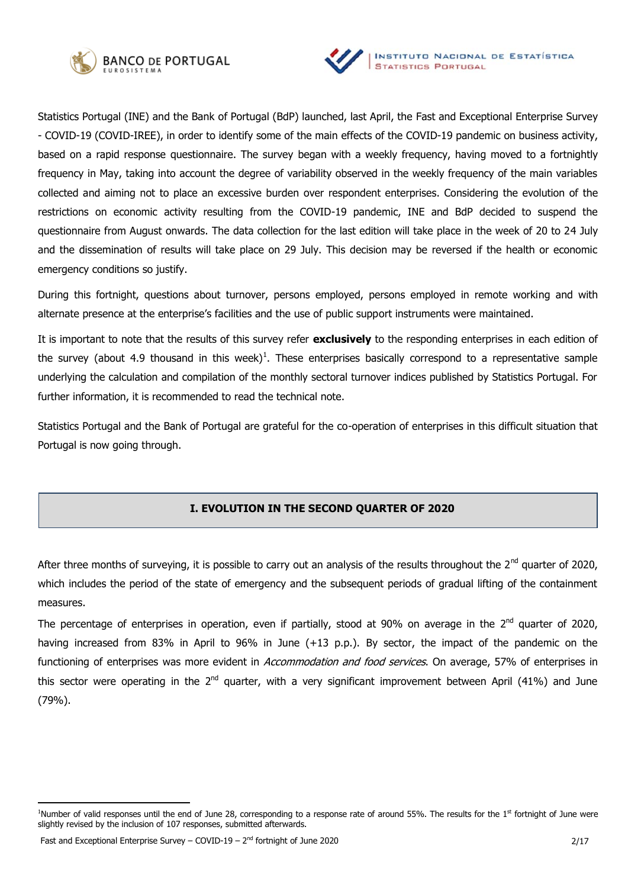Statistics Portugal (INE) and the Bank of Portugal (BdP) launched, last April, the Fast and Exceptional Enterprise Survey - COVID-19 (COVID-IREE), in order to identify some of the main effects of the COVID-19 pandemic on business activity, based on a rapid response questionnaire. The survey began with a weekly frequency, having moved to a fortnightly frequency in May, taking into account the degree of variability observed in the weekly frequency of the main variables collected and aiming not to place an excessive burden over respondent enterprises. Considering the evolution of the restrictions on economic activity resulting from the COVID-19 pandemic, INE and BdP decided to suspend the questionnaire from August onwards. The data collection for the last edition will take place in the week of 20 to 24 July and the dissemination of results will take place on 29 July. This decision may be reversed if the health or economic emergency conditions so justify.

During this fortnight, questions about turnover, persons employed, persons employed in remote working and with alternate presence at the enterprise's facilities and the use of public support instruments were maintained.

It is important to note that the results of this survey refer **exclusively** to the responding enterprises in each edition of the survey (about 4.9 thousand in this week)[1]. These enterprises basically correspond to a representative sample underlying the calculation and compilation of the monthly sectoral turnover indices published by Statistics Portugal. For further information, it is recommended to read the technical note.

Statistics Portugal and the Bank of Portugal are grateful for the co-operation of enterprises in this difficult situation that Portugal is now going through.

## I. EVOLUTION IN THE SECOND QUARTER OF 2020

After three months of surveying, it is possible to carry out an analysis of the results throughout the 2nd quarter of 2020, which includes the period of the state of emergency and the subsequent periods of gradual lifting of the containment measures.

The percentage of enterprises in operation, even if partially, stood at 90% on average in the 2nd quarter of 2020, having increased from 83% in April to 96% in June (+13 p.p.). By sector, the impact of the pandemic on the functioning of enterprises was more evident in *Accommodation and food services*. On average, 57% of enterprises in this sector were operating in the 2nd quarter, with a very significant improvement between April (41%) and June (79%).

---

[1] Number of valid responses until the end of June 28, corresponding to a response rate of around 55%. The results for the 1st fortnight of June were slightly revised by the inclusion of 107 responses, submitted afterwards.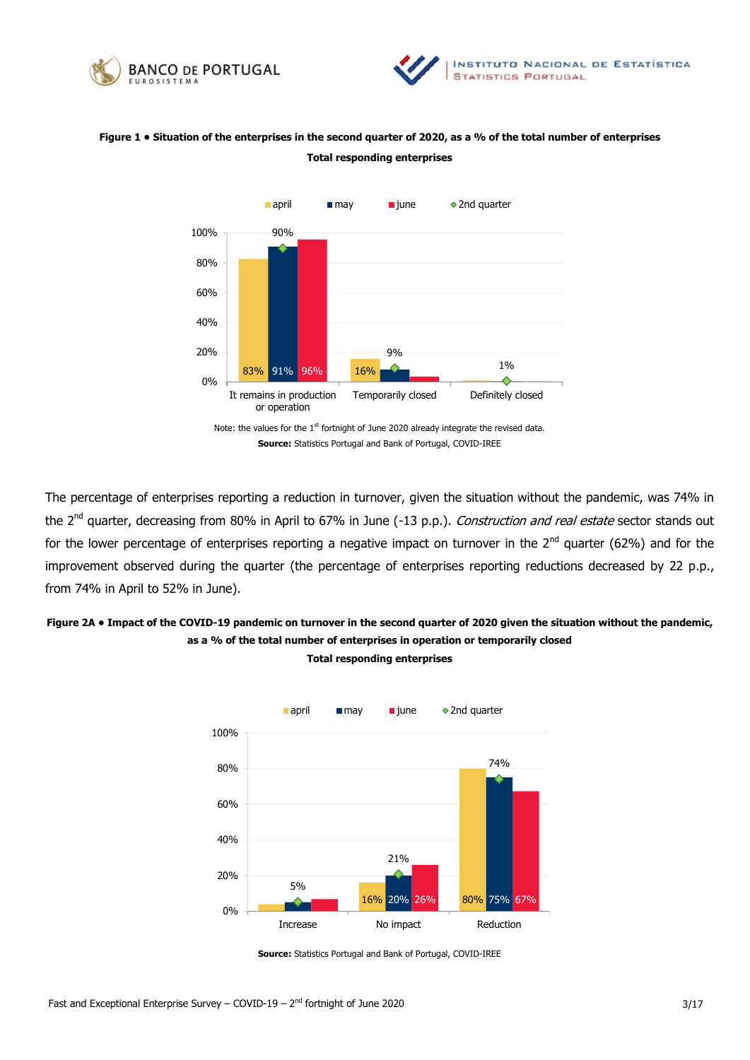**Figure 1 • Situation of the enterprises in the second quarter of 2020, as a % of the total number of enterprises**

**Total responding enterprises**

Note: the values for the 1st fortnight of June 2020 already integrate the revised data.

**Source:** Statistics Portugal and Bank of Portugal, COVID-IREE

The percentage of enterprises reporting a reduction in turnover, given the situation without the pandemic, was 74% in the 2nd quarter, decreasing from 80% in April to 67% in June (-13 p.p.). *Construction and real estate* sector stands out for the lower percentage of enterprises reporting a negative impact on turnover in the 2nd quarter (62%) and for the improvement observed during the quarter (the percentage of enterprises reporting reductions decreased by 22 p.p., from 74% in April to 52% in June).

**Figure 2A • Impact of the COVID-19 pandemic on turnover in the second quarter of 2020 given the situation without the pandemic, as a % of the total number of enterprises in operation or temporarily closed**

**Total responding enterprises**

**Source:** Statistics Portugal and Bank of Portugal, COVID-IREE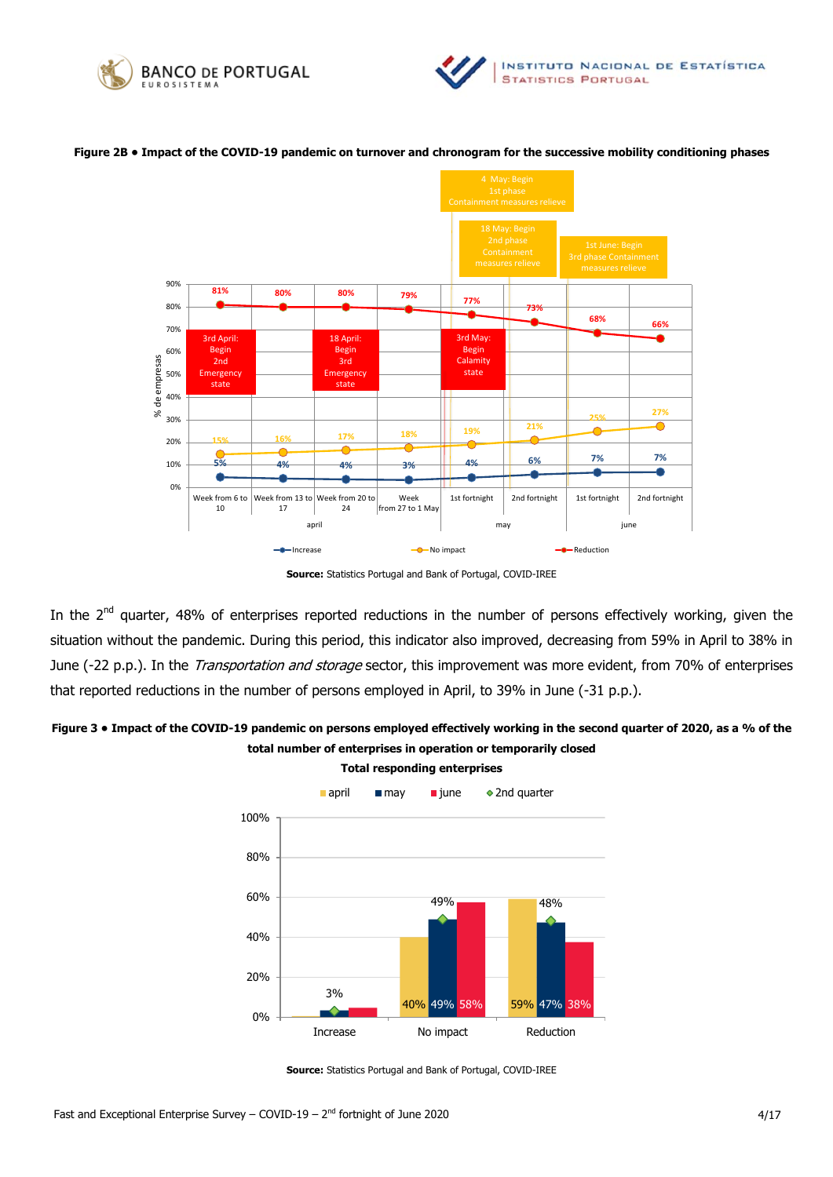**Figure 2B • Impact of the COVID-19 pandemic on turnover and chronogram for the successive mobility conditioning phases**

**Source:** Statistics Portugal and Bank of Portugal, COVID-IREE

In the 2[nd] quarter, 48% of enterprises reported reductions in the number of persons effectively working, given the situation without the pandemic. During this period, this indicator also improved, decreasing from 59% in April to 38% in June (-22 p.p.). In the *Transportation and storage* sector, this improvement was more evident, from 70% of enterprises that reported reductions in the number of persons employed in April, to 39% in June (-31 p.p.).

**Figure 3 • Impact of the COVID-19 pandemic on persons employed effectively working in the second quarter of 2020, as a % of the total number of enterprises in operation or temporarily closed**

**Total responding enterprises**

**Source:** Statistics Portugal and Bank of Portugal, COVID-IREE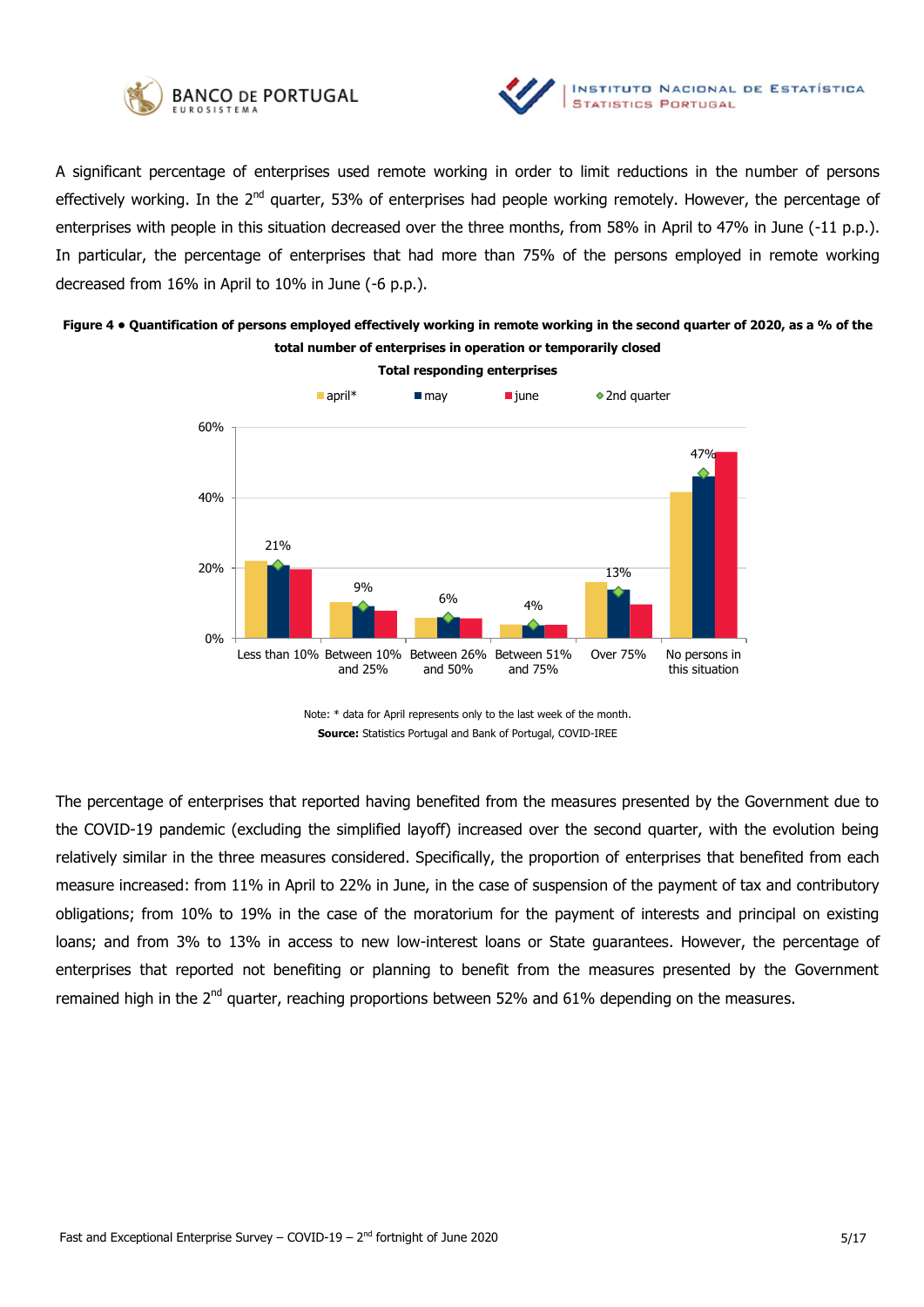A significant percentage of enterprises used remote working in order to limit reductions in the number of persons effectively working. In the 2nd quarter, 53% of enterprises had people working remotely. However, the percentage of enterprises with people in this situation decreased over the three months, from 58% in April to 47% in June (-11 p.p.). In particular, the percentage of enterprises that had more than 75% of the persons employed in remote working decreased from 16% in April to 10% in June (-6 p.p.).

**Figure 4 • Quantification of persons employed effectively working in remote working in the second quarter of 2020, as a % of the total number of enterprises in operation or temporarily closed**

**Total responding enterprises**

april* | may | june | 2nd quarter

| | Less than 10% | Between 10% and 25% | Between 26% and 50% | Between 51% and 75% | Over 75% | No persons in this situation |
|---|---|---|---|---|---|---|
| 2nd quarter | 21% | 9% | 6% | 4% | 13% | 47% |

Note: * data for April represents only to the last week of the month.

**Source:** Statistics Portugal and Bank of Portugal, COVID-IREE

The percentage of enterprises that reported having benefited from the measures presented by the Government due to the COVID-19 pandemic (excluding the simplified layoff) increased over the second quarter, with the evolution being relatively similar in the three measures considered. Specifically, the proportion of enterprises that benefited from each measure increased: from 11% in April to 22% in June, in the case of suspension of the payment of tax and contributory obligations; from 10% to 19% in the case of the moratorium for the payment of interests and principal on existing loans; and from 3% to 13% in access to new low-interest loans or State guarantees. However, the percentage of enterprises that reported not benefiting or planning to benefit from the measures presented by the Government remained high in the 2nd quarter, reaching proportions between 52% and 61% depending on the measures.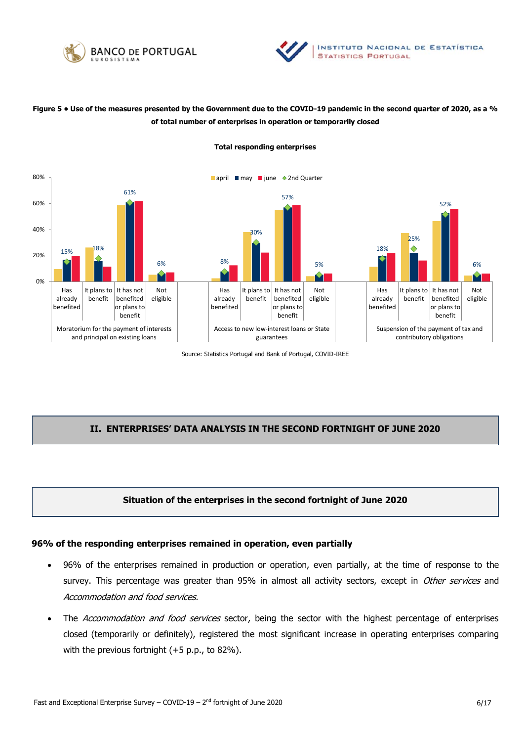**Figure 5 • Use of the measures presented by the Government due to the COVID-19 pandemic in the second quarter of 2020, as a % of total number of enterprises in operation or temporarily closed**

**Total responding enterprises**

| | Has already benefited | It plans to benefit | It has not benefited or plans to benefit | Not eligible |
|---|---|---|---|---|
| Moratorium for the payment of interests and principal on existing loans (2nd Quarter) | 15% | 18% | 61% | 6% |
| Access to new low-interest loans or State guarantees (2nd Quarter) | 8% | 30% | 57% | 5% |
| Suspension of the payment of tax and contributory obligations (2nd Quarter) | 18% | 25% | 52% | 6% |

Source: Statistics Portugal and Bank of Portugal, COVID-IREE

## II. ENTERPRISES' DATA ANALYSIS IN THE SECOND FORTNIGHT OF JUNE 2020

### Situation of the enterprises in the second fortnight of June 2020

**96% of the responding enterprises remained in operation, even partially**

- 96% of the enterprises remained in production or operation, even partially, at the time of response to the survey. This percentage was greater than 95% in almost all activity sectors, except in *Other services* and *Accommodation and food services*.
- The *Accommodation and food services* sector, being the sector with the highest percentage of enterprises closed (temporarily or definitely), registered the most significant increase in operating enterprises comparing with the previous fortnight (+5 p.p., to 82%).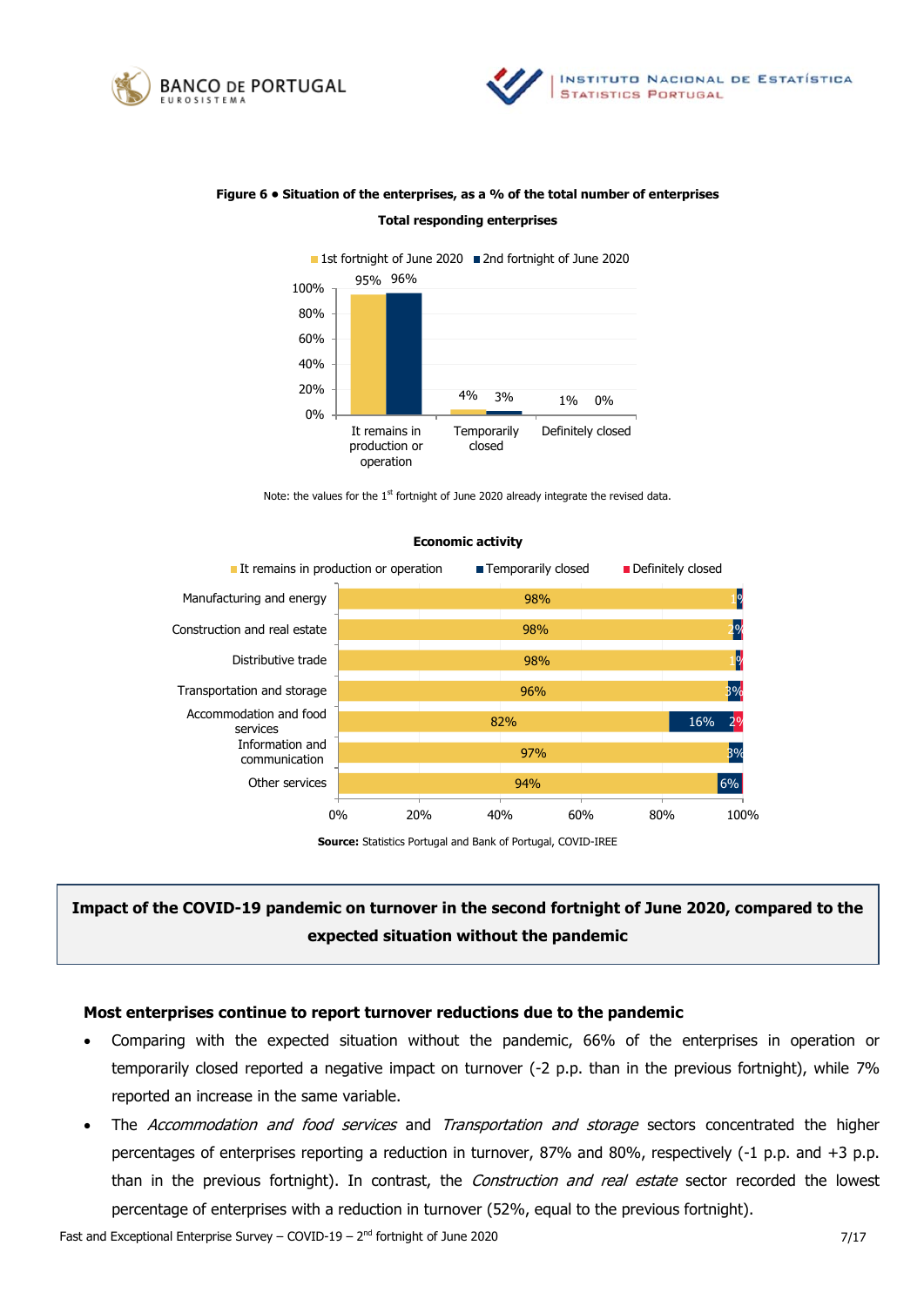**Figure 6 • Situation of the enterprises, as a % of the total number of enterprises**

**Total responding enterprises**

| | 1st fortnight of June 2020 | 2nd fortnight of June 2020 |
|---|---|---|
| It remains in production or operation | 95% | 96% |
| Temporarily closed | 4% | 3% |
| Definitely closed | 1% | 0% |

Note: the values for the 1st fortnight of June 2020 already integrate the revised data.

**Economic activity**

| | It remains in production or operation | Temporarily closed | Definitely closed |
|---|---|---|---|
| Manufacturing and energy | 98% | 1% | |
| Construction and real estate | 98% | 2% | |
| Distributive trade | 98% | 1% | |
| Transportation and storage | 96% | 3% | |
| Accommodation and food services | 82% | 16% | 2% |
| Information and communication | 97% | 3% | |
| Other services | 94% | 6% | |

**Source:** Statistics Portugal and Bank of Portugal, COVID-IREE

## Impact of the COVID-19 pandemic on turnover in the second fortnight of June 2020, compared to the expected situation without the pandemic

### Most enterprises continue to report turnover reductions due to the pandemic

- Comparing with the expected situation without the pandemic, 66% of the enterprises in operation or temporarily closed reported a negative impact on turnover (-2 p.p. than in the previous fortnight), while 7% reported an increase in the same variable.
- The *Accommodation and food services* and *Transportation and storage* sectors concentrated the higher percentages of enterprises reporting a reduction in turnover, 87% and 80%, respectively (-1 p.p. and +3 p.p. than in the previous fortnight). In contrast, the *Construction and real estate* sector recorded the lowest percentage of enterprises with a reduction in turnover (52%, equal to the previous fortnight).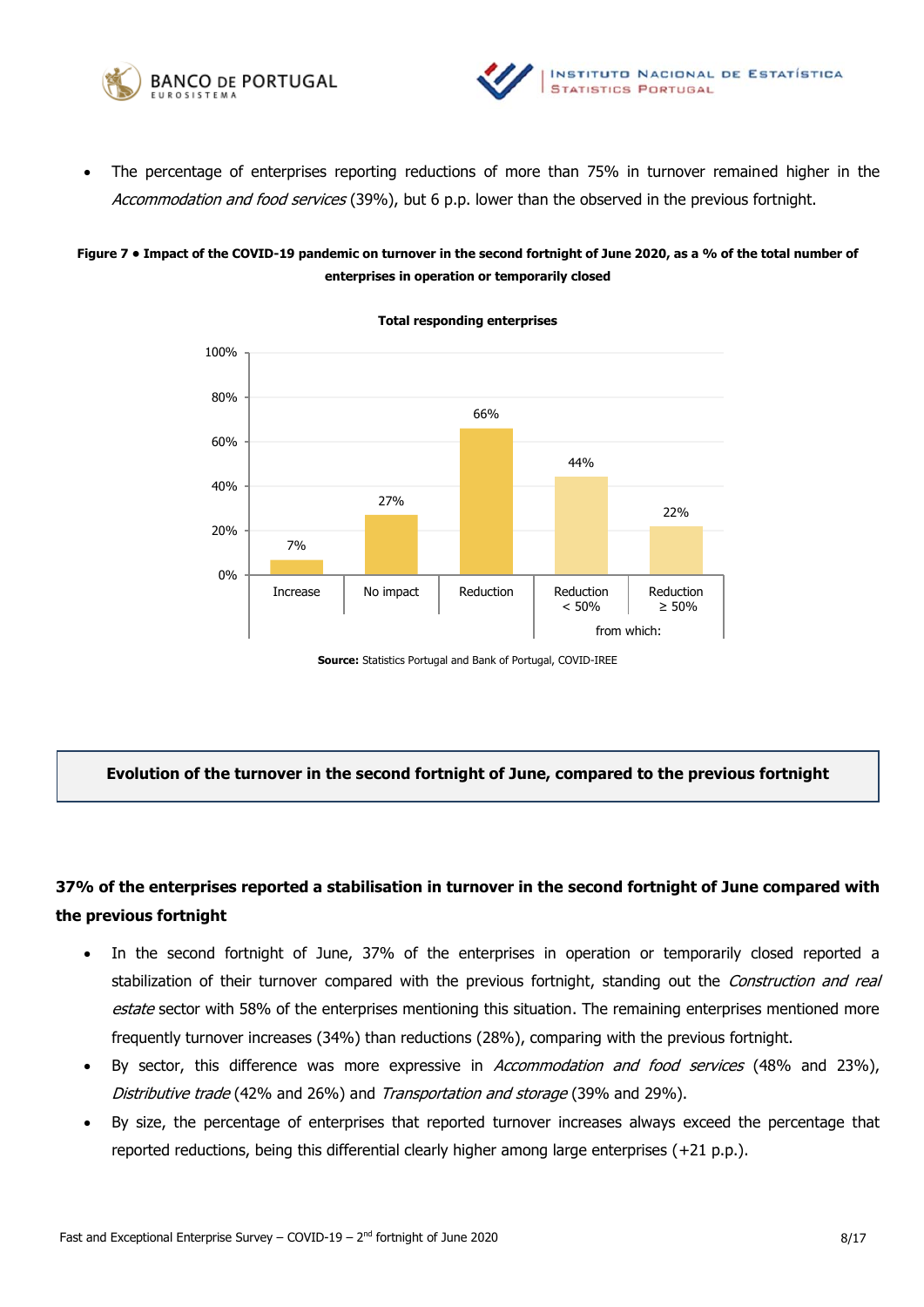- The percentage of enterprises reporting reductions of more than 75% in turnover remained higher in the *Accommodation and food services* (39%), but 6 p.p. lower than the observed in the previous fortnight.

**Figure 7 • Impact of the COVID-19 pandemic on turnover in the second fortnight of June 2020, as a % of the total number of enterprises in operation or temporarily closed**

**Total responding enterprises**

| Increase | No impact | Reduction | from which: Reduction < 50% | from which: Reduction ≥ 50% |
|---|---|---|---|---|
| 7% | 27% | 66% | 44% | 22% |

**Source:** Statistics Portugal and Bank of Portugal, COVID-IREE

## Evolution of the turnover in the second fortnight of June, compared to the previous fortnight

### 37% of the enterprises reported a stabilisation in turnover in the second fortnight of June compared with the previous fortnight

- In the second fortnight of June, 37% of the enterprises in operation or temporarily closed reported a stabilization of their turnover compared with the previous fortnight, standing out the *Construction and real estate* sector with 58% of the enterprises mentioning this situation. The remaining enterprises mentioned more frequently turnover increases (34%) than reductions (28%), comparing with the previous fortnight.
- By sector, this difference was more expressive in *Accommodation and food services* (48% and 23%), *Distributive trade* (42% and 26%) and *Transportation and storage* (39% and 29%).
- By size, the percentage of enterprises that reported turnover increases always exceed the percentage that reported reductions, being this differential clearly higher among large enterprises (+21 p.p.).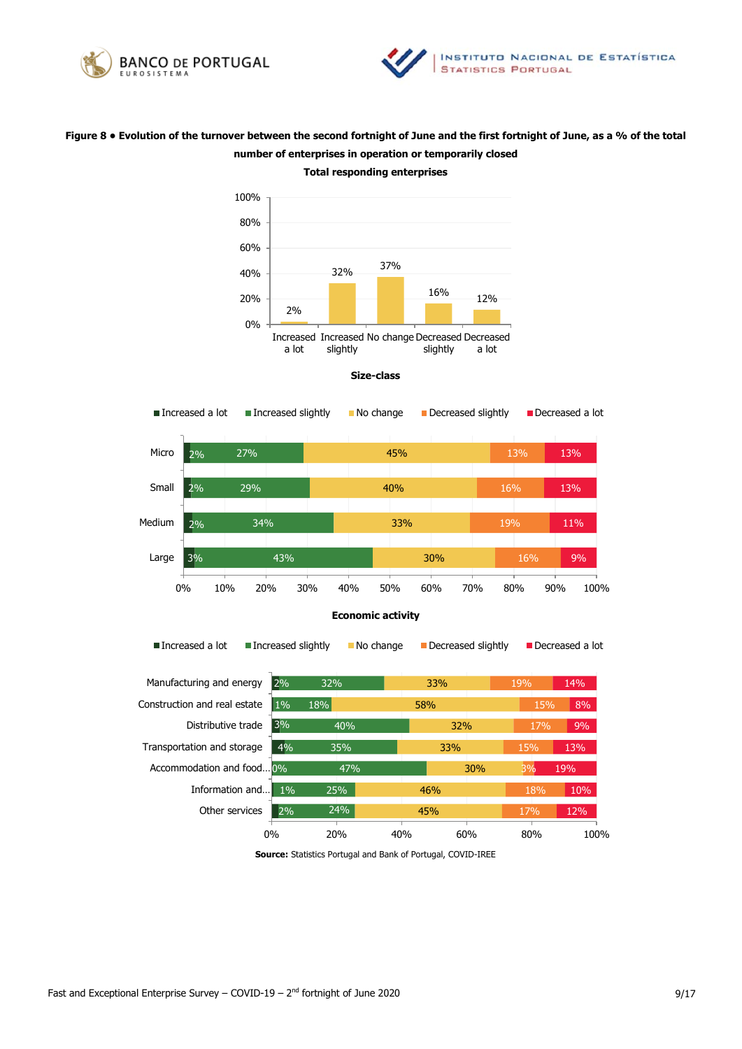**Figure 8 • Evolution of the turnover between the second fortnight of June and the first fortnight of June, as a % of the total number of enterprises in operation or temporarily closed**

**Total responding enterprises**

| Increased a lot | Increased slightly | No change | Decreased slightly | Decreased a lot |
|---|---|---|---|---|
| 2% | 32% | 37% | 16% | 12% |

**Size-class**

| | Increased a lot | Increased slightly | No change | Decreased slightly | Decreased a lot |
|---|---|---|---|---|---|
| Micro | 2% | 27% | 45% | 13% | 13% |
| Small | 2% | 29% | 40% | 16% | 13% |
| Medium | 2% | 34% | 33% | 19% | 11% |
| Large | 3% | 43% | 30% | 16% | 9% |

**Economic activity**

| | Increased a lot | Increased slightly | No change | Decreased slightly | Decreased a lot |
|---|---|---|---|---|---|
| Manufacturing and energy | 2% | 32% | 33% | 19% | 14% |
| Construction and real estate | 1% | 18% | 58% | 15% | 8% |
| Distributive trade | 3% | 40% | 32% | 17% | 9% |
| Transportation and storage | 4% | 35% | 33% | 15% | 13% |
| Accommodation and food... | 0% | 47% | 30% | 3% | 19% |
| Information and... | 1% | 25% | 46% | 18% | 10% |
| Other services | 2% | 24% | 45% | 17% | 12% |

**Source:** Statistics Portugal and Bank of Portugal, COVID-IREE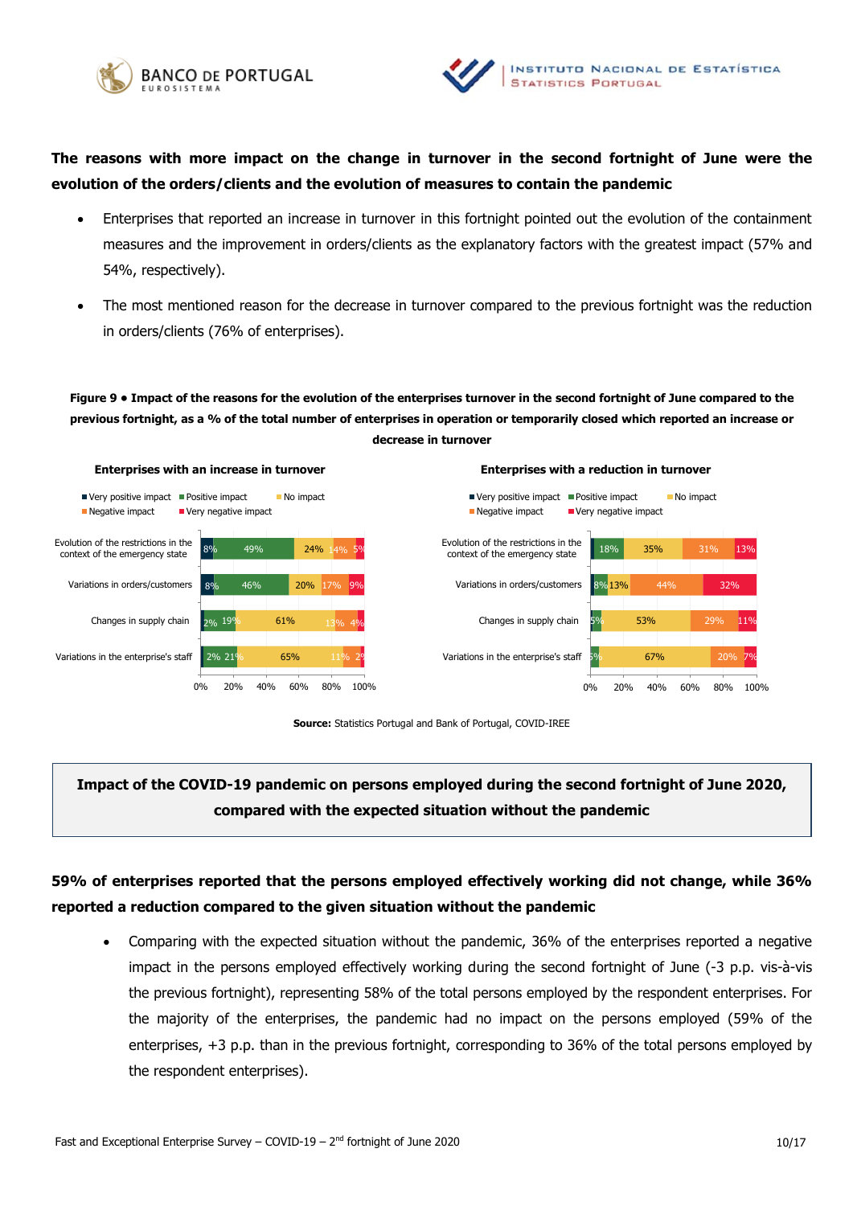**The reasons with more impact on the change in turnover in the second fortnight of June were the evolution of the orders/clients and the evolution of measures to contain the pandemic**

- Enterprises that reported an increase in turnover in this fortnight pointed out the evolution of the containment measures and the improvement in orders/clients as the explanatory factors with the greatest impact (57% and 54%, respectively).
- The most mentioned reason for the decrease in turnover compared to the previous fortnight was the reduction in orders/clients (76% of enterprises).

**Figure 9 • Impact of the reasons for the evolution of the enterprises turnover in the second fortnight of June compared to the previous fortnight, as a % of the total number of enterprises in operation or temporarily closed which reported an increase or decrease in turnover**

**Enterprises with an increase in turnover**

| | Very positive impact | Positive impact | No impact | Negative impact | Very negative impact |
|---|---|---|---|---|---|
| Evolution of the restrictions in the context of the emergency state | 8% | 49% | 24% | 14% | 5% |
| Variations in orders/customers | 8% | 46% | 20% | 17% | 9% |
| Changes in supply chain | 2% | 19% | 61% | 13% | 4% |
| Variations in the enterprise's staff | 2% | 21% | 65% | 11% | 2% |

**Enterprises with a reduction in turnover**

| | Very positive impact | Positive impact | No impact | Negative impact | Very negative impact |
|---|---|---|---|---|---|
| Evolution of the restrictions in the context of the emergency state | | 18% | 35% | 31% | 13% |
| Variations in orders/customers | | 8% | 13% | 44% | 32% |
| Changes in supply chain | | 5% | 53% | 29% | 11% |
| Variations in the enterprise's staff | | 5% | 67% | 20% | 7% |

**Source:** Statistics Portugal and Bank of Portugal, COVID-IREE

## Impact of the COVID-19 pandemic on persons employed during the second fortnight of June 2020, compared with the expected situation without the pandemic

**59% of enterprises reported that the persons employed effectively working did not change, while 36% reported a reduction compared to the given situation without the pandemic**

- Comparing with the expected situation without the pandemic, 36% of the enterprises reported a negative impact in the persons employed effectively working during the second fortnight of June (-3 p.p. vis-à-vis the previous fortnight), representing 58% of the total persons employed by the respondent enterprises. For the majority of the enterprises, the pandemic had no impact on the persons employed (59% of the enterprises, +3 p.p. than in the previous fortnight, corresponding to 36% of the total persons employed by the respondent enterprises).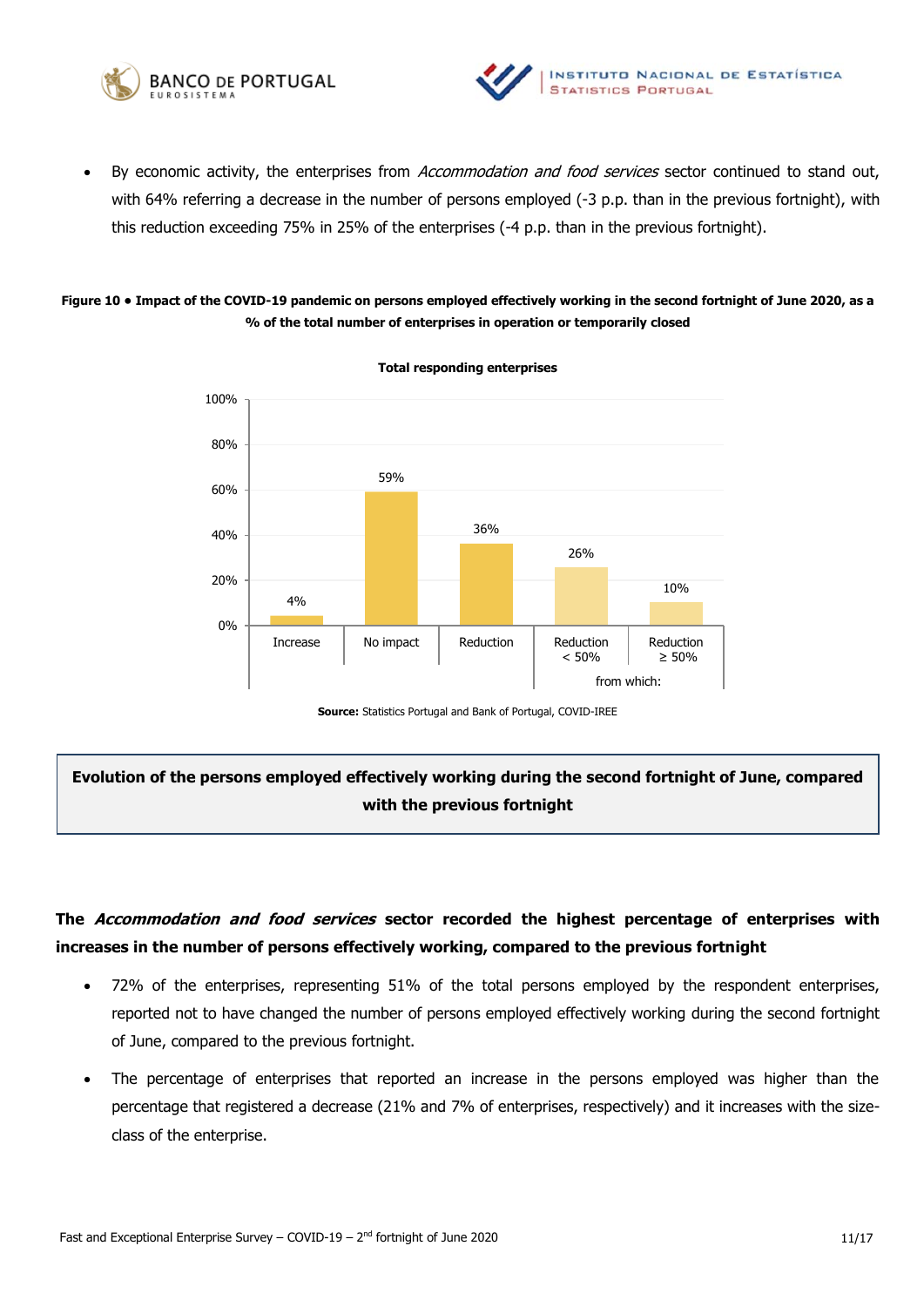- By economic activity, the enterprises from *Accommodation and food services* sector continued to stand out, with 64% referring a decrease in the number of persons employed (-3 p.p. than in the previous fortnight), with this reduction exceeding 75% in 25% of the enterprises (-4 p.p. than in the previous fortnight).

**Figure 10 • Impact of the COVID-19 pandemic on persons employed effectively working in the second fortnight of June 2020, as a % of the total number of enterprises in operation or temporarily closed**

**Total responding enterprises**

| Increase | No impact | Reduction | Reduction < 50% (from which) | Reduction ≥ 50% (from which) |
|---|---|---|---|---|
| 4% | 59% | 36% | 26% | 10% |

**Source:** Statistics Portugal and Bank of Portugal, COVID-IREE

## Evolution of the persons employed effectively working during the second fortnight of June, compared with the previous fortnight

**The *Accommodation and food services* sector recorded the highest percentage of enterprises with increases in the number of persons effectively working, compared to the previous fortnight**

- 72% of the enterprises, representing 51% of the total persons employed by the respondent enterprises, reported not to have changed the number of persons employed effectively working during the second fortnight of June, compared to the previous fortnight.
- The percentage of enterprises that reported an increase in the persons employed was higher than the percentage that registered a decrease (21% and 7% of enterprises, respectively) and it increases with the size-class of the enterprise.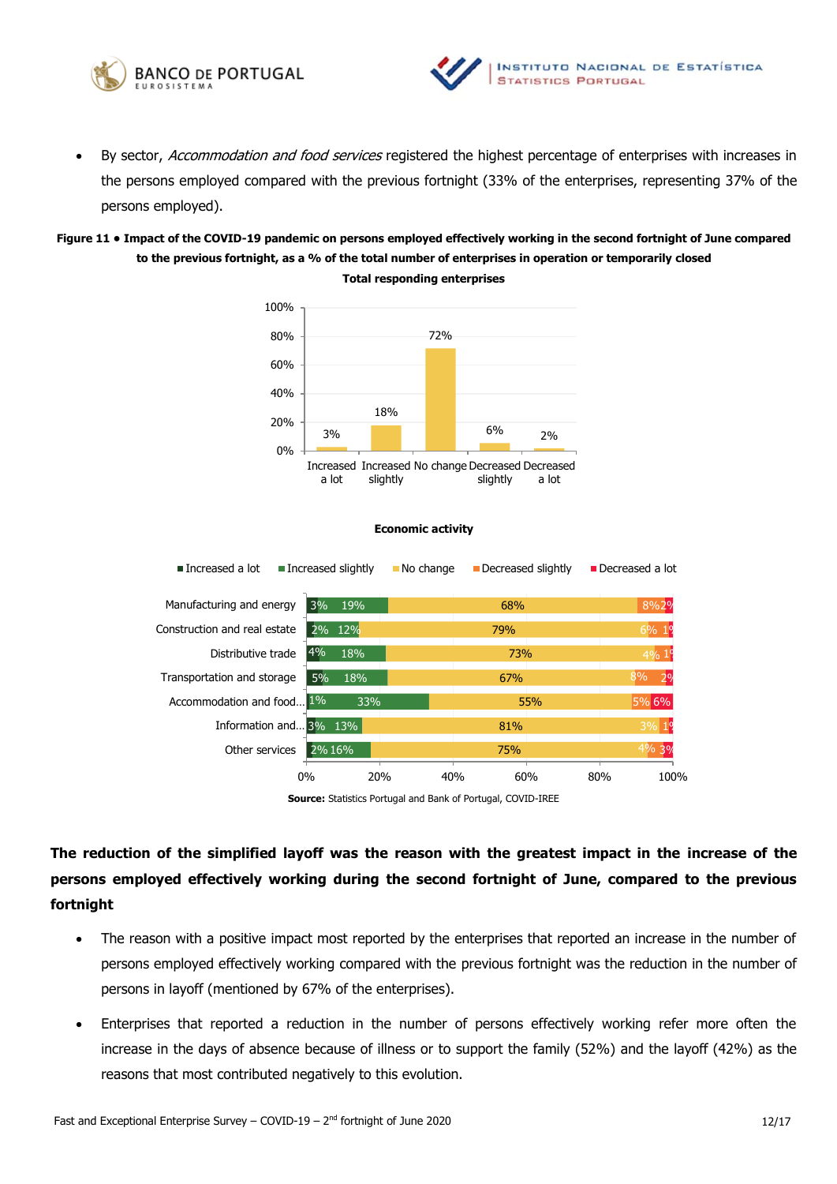- By sector, *Accommodation and food services* registered the highest percentage of enterprises with increases in the persons employed compared with the previous fortnight (33% of the enterprises, representing 37% of the persons employed).

**Figure 11 • Impact of the COVID-19 pandemic on persons employed effectively working in the second fortnight of June compared to the previous fortnight, as a % of the total number of enterprises in operation or temporarily closed**

**Total responding enterprises**

| Increased a lot | Increased slightly | No change | Decreased slightly | Decreased a lot |
|---|---|---|---|---|
| 3% | 18% | 72% | 6% | 2% |

**Economic activity**

| | Increased a lot | Increased slightly | No change | Decreased slightly | Decreased a lot |
|---|---|---|---|---|---|
| Manufacturing and energy | 3% | 19% | 68% | 8% | 2% |
| Construction and real estate | 2% | 12% | 79% | 6% | 1% |
| Distributive trade | 4% | 18% | 73% | 4% | 1% |
| Transportation and storage | 5% | 18% | 67% | 8% | 2% |
| Accommodation and food... | 1% | 33% | 55% | 5% | 6% |
| Information and... | 3% | 13% | 81% | 3% | 1% |
| Other services | 2% | 16% | 75% | 4% | 3% |

**Source:** Statistics Portugal and Bank of Portugal, COVID-IREE

**The reduction of the simplified layoff was the reason with the greatest impact in the increase of the persons employed effectively working during the second fortnight of June, compared to the previous fortnight**

- The reason with a positive impact most reported by the enterprises that reported an increase in the number of persons employed effectively working compared with the previous fortnight was the reduction in the number of persons in layoff (mentioned by 67% of the enterprises).
- Enterprises that reported a reduction in the number of persons effectively working refer more often the increase in the days of absence because of illness or to support the family (52%) and the layoff (42%) as the reasons that most contributed negatively to this evolution.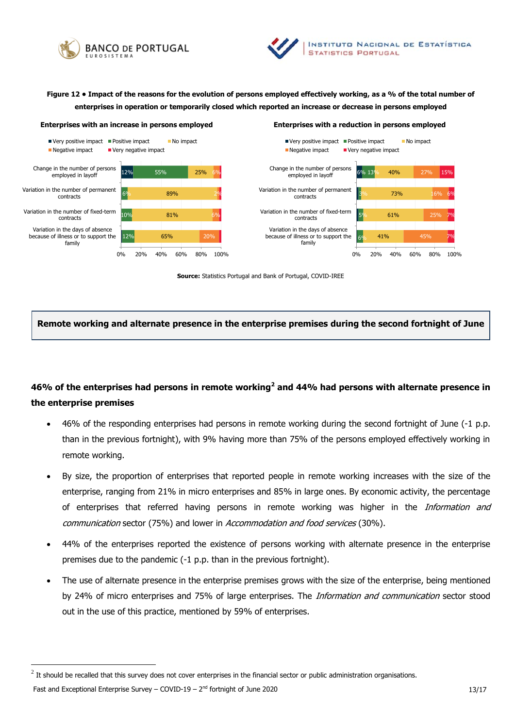**Figure 12 • Impact of the reasons for the evolution of persons employed effectively working, as a % of the total number of enterprises in operation or temporarily closed which reported an increase or decrease in persons employed**

**Enterprises with an increase in persons employed**

| | Very positive impact | Positive impact | No impact | Negative impact | Very negative impact |
|---|---|---|---|---|---|
| Change in the number of persons employed in layoff | 12% | 55% | 25% | 6% | |
| Variation in the number of permanent contracts | | 6% | 89% | 2% | |
| Variation in the number of fixed-term contracts | | 10% | 81% | 6% | |
| Variation in the days of absence because of illness or to support the family | | 12% | 65% | 20% | |

**Enterprises with a reduction in persons employed**

| | Very positive impact | Positive impact | No impact | Negative impact | Very negative impact |
|---|---|---|---|---|---|
| Change in the number of persons employed in layoff | 6% | 13% | 40% | 27% | 15% |
| Variation in the number of permanent contracts | | 3% | 73% | 16% | 6% |
| Variation in the number of fixed-term contracts | | 5% | 61% | 25% | 7% |
| Variation in the days of absence because of illness or to support the family | | 6% | 41% | 45% | 7% |

**Source:** Statistics Portugal and Bank of Portugal, COVID-IREE

## Remote working and alternate presence in the enterprise premises during the second fortnight of June

### 46% of the enterprises had persons in remote working[2] and 44% had persons with alternate presence in the enterprise premises

- 46% of the responding enterprises had persons in remote working during the second fortnight of June (-1 p.p. than in the previous fortnight), with 9% having more than 75% of the persons employed effectively working in remote working.
- By size, the proportion of enterprises that reported people in remote working increases with the size of the enterprise, ranging from 21% in micro enterprises and 85% in large ones. By economic activity, the percentage of enterprises that referred having persons in remote working was higher in the *Information and communication* sector (75%) and lower in *Accommodation and food services* (30%).
- 44% of the enterprises reported the existence of persons working with alternate presence in the enterprise premises due to the pandemic (-1 p.p. than in the previous fortnight).
- The use of alternate presence in the enterprise premises grows with the size of the enterprise, being mentioned by 24% of micro enterprises and 75% of large enterprises. The *Information and communication* sector stood out in the use of this practice, mentioned by 59% of enterprises.

[2] It should be recalled that this survey does not cover enterprises in the financial sector or public administration organisations.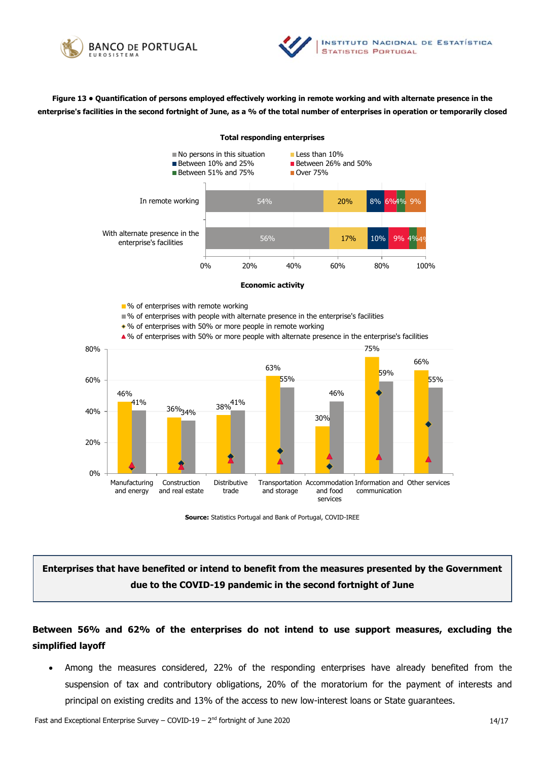**Figure 13 • Quantification of persons employed effectively working in remote working and with alternate presence in the enterprise's facilities in the second fortnight of June, as a % of the total number of enterprises in operation or temporarily closed**

**Total responding enterprises**

| | No persons in this situation | Less than 10% | Between 10% and 25% | Between 26% and 50% | Between 51% and 75% | Over 75% |
|---|---|---|---|---|---|---|
| In remote working | 54% | 20% | 8% | 6% | 4% | 9% |
| With alternate presence in the enterprise's facilities | 56% | 17% | 10% | 9% | 4% | 4% |

**Economic activity**

| | % of enterprises with remote working | % of enterprises with people with alternate presence in the enterprise's facilities |
|---|---|---|
| Manufacturing and energy | 46% | 41% |
| Construction and real estate | 36% | 34% |
| Distributive trade | 38% | 41% |
| Transportation and storage | 63% | 55% |
| Accommodation and food services | 30% | 46% |
| Information and communication | 75% | 59% |
| Other services | 66% | 55% |

**Source:** Statistics Portugal and Bank of Portugal, COVID-IREE

## Enterprises that have benefited or intend to benefit from the measures presented by the Government due to the COVID-19 pandemic in the second fortnight of June

**Between 56% and 62% of the enterprises do not intend to use support measures, excluding the simplified layoff**

- Among the measures considered, 22% of the responding enterprises have already benefited from the suspension of tax and contributory obligations, 20% of the moratorium for the payment of interests and principal on existing credits and 13% of the access to new low-interest loans or State guarantees.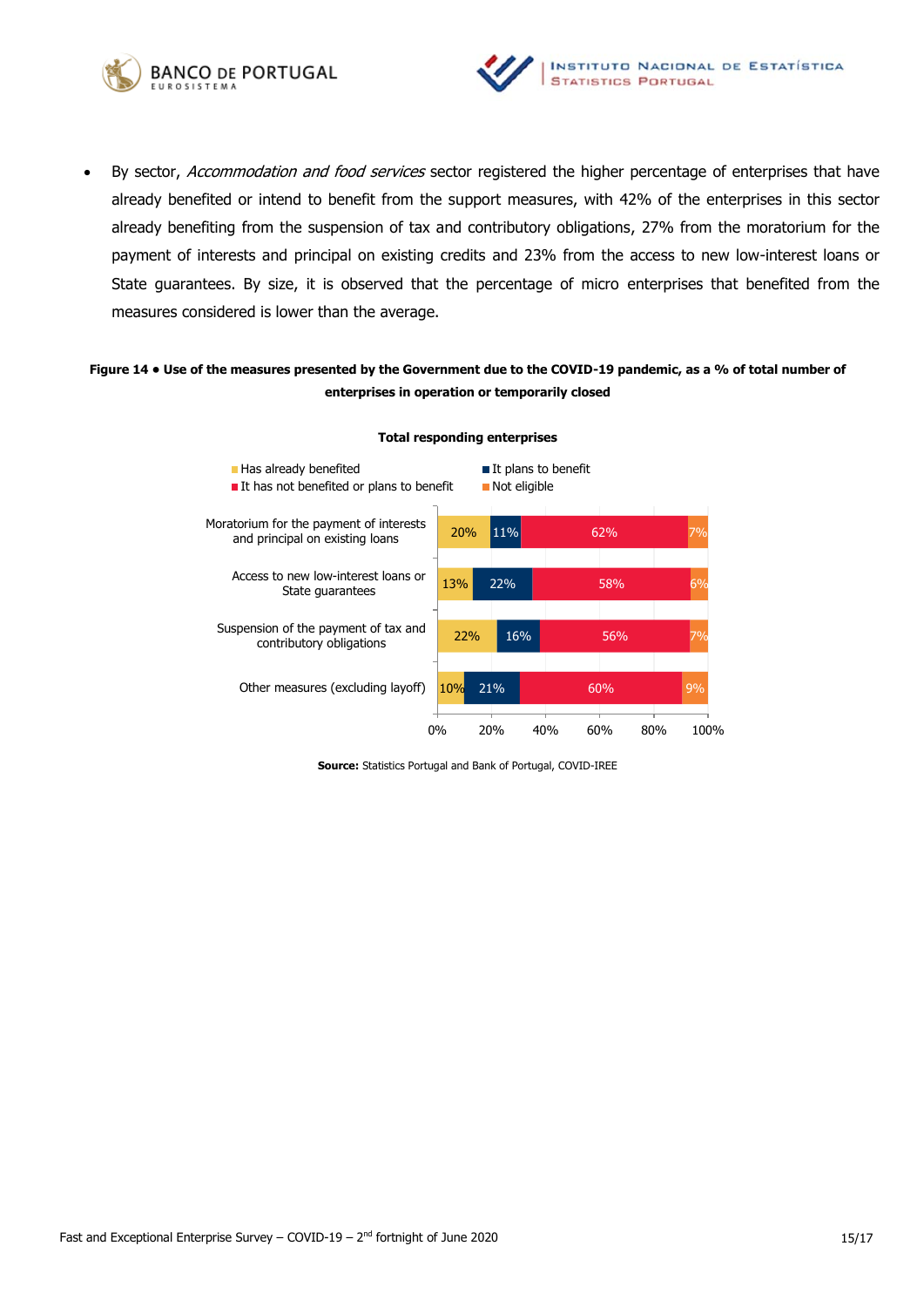- By sector, *Accommodation and food services* sector registered the higher percentage of enterprises that have already benefited or intend to benefit from the support measures, with 42% of the enterprises in this sector already benefiting from the suspension of tax and contributory obligations, 27% from the moratorium for the payment of interests and principal on existing credits and 23% from the access to new low-interest loans or State guarantees. By size, it is observed that the percentage of micro enterprises that benefited from the measures considered is lower than the average.

**Figure 14 • Use of the measures presented by the Government due to the COVID-19 pandemic, as a % of total number of enterprises in operation or temporarily closed**

**Total responding enterprises**

| | Has already benefited | It plans to benefit | It has not benefited or plans to benefit | Not eligible |
|---|---|---|---|---|
| Moratorium for the payment of interests and principal on existing loans | 20% | 11% | 62% | 7% |
| Access to new low-interest loans or State guarantees | 13% | 22% | 58% | 6% |
| Suspension of the payment of tax and contributory obligations | 22% | 16% | 56% | 7% |
| Other measures (excluding layoff) | 10% | 21% | 60% | 9% |

**Source:** Statistics Portugal and Bank of Portugal, COVID-IREE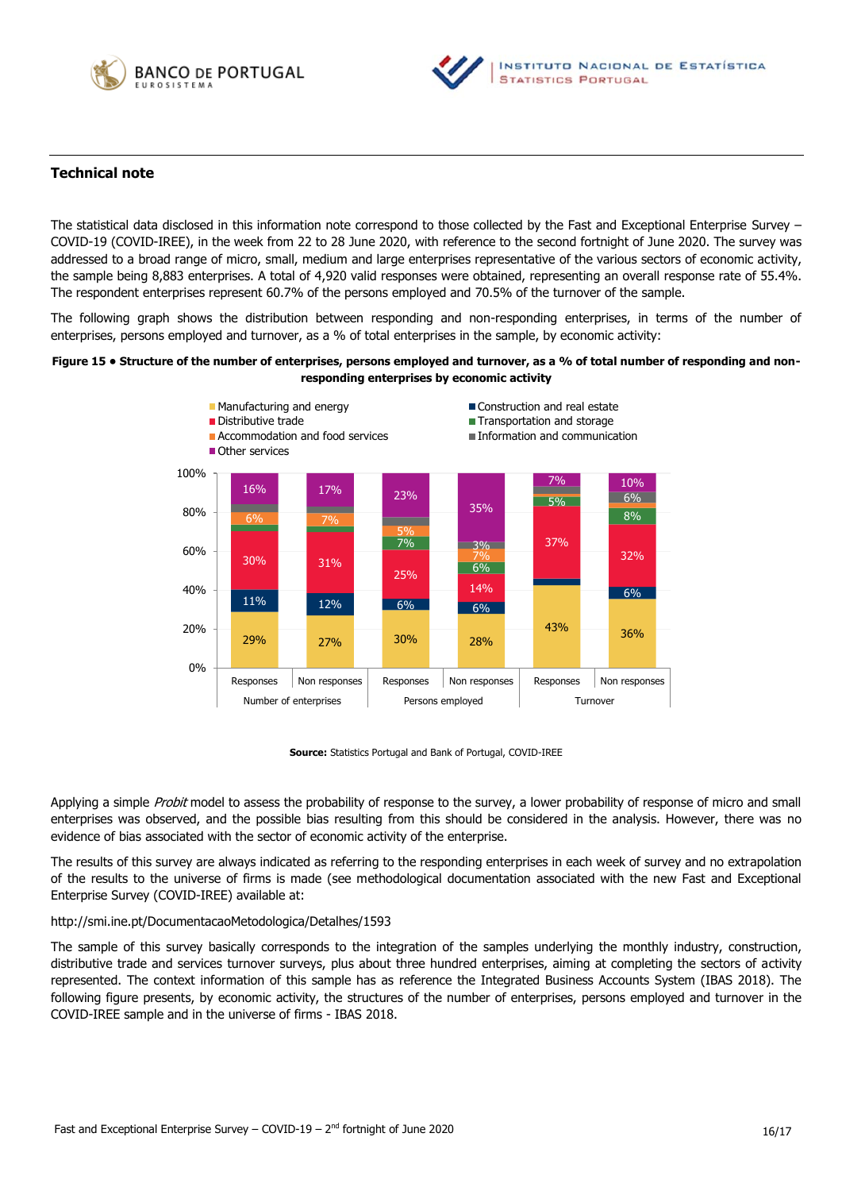## Technical note

The statistical data disclosed in this information note correspond to those collected by the Fast and Exceptional Enterprise Survey – COVID-19 (COVID-IREE), in the week from 22 to 28 June 2020, with reference to the second fortnight of June 2020. The survey was addressed to a broad range of micro, small, medium and large enterprises representative of the various sectors of economic activity, the sample being 8,883 enterprises. A total of 4,920 valid responses were obtained, representing an overall response rate of 55.4%. The respondent enterprises represent 60.7% of the persons employed and 70.5% of the turnover of the sample.

The following graph shows the distribution between responding and non-responding enterprises, in terms of the number of enterprises, persons employed and turnover, as a % of total enterprises in the sample, by economic activity:

**Figure 15 • Structure of the number of enterprises, persons employed and turnover, as a % of total number of responding and non-responding enterprises by economic activity**

| | Number of enterprises – Responses | Number of enterprises – Non responses | Persons employed – Responses | Persons employed – Non responses | Turnover – Responses | Turnover – Non responses |
|---|---|---|---|---|---|---|
| Manufacturing and energy | 29% | 27% | 30% | 28% | 43% | 36% |
| Construction and real estate | 11% | 12% | 6% | 6% | | 6% |
| Distributive trade | 30% | 31% | 25% | 14% | 37% | 32% |
| Transportation and storage | | | 7% | 6% | 5% | 8% |
| Accommodation and food services | 6% | 7% | 5% | 7% | | |
| Information and communication | | | | 3% | | 6% |
| Other services | 16% | 17% | 23% | 35% | 7% | 10% |

**Source:** Statistics Portugal and Bank of Portugal, COVID-IREE

Applying a simple *Probit* model to assess the probability of response to the survey, a lower probability of response of micro and small enterprises was observed, and the possible bias resulting from this should be considered in the analysis. However, there was no evidence of bias associated with the sector of economic activity of the enterprise.

The results of this survey are always indicated as referring to the responding enterprises in each week of survey and no extrapolation of the results to the universe of firms is made (see methodological documentation associated with the new Fast and Exceptional Enterprise Survey (COVID-IREE) available at:

http://smi.ine.pt/DocumentacaoMetodologica/Detalhes/1593

The sample of this survey basically corresponds to the integration of the samples underlying the monthly industry, construction, distributive trade and services turnover surveys, plus about three hundred enterprises, aiming at completing the sectors of activity represented. The context information of this sample has as reference the Integrated Business Accounts System (IBAS 2018). The following figure presents, by economic activity, the structures of the number of enterprises, persons employed and turnover in the COVID-IREE sample and in the universe of firms - IBAS 2018.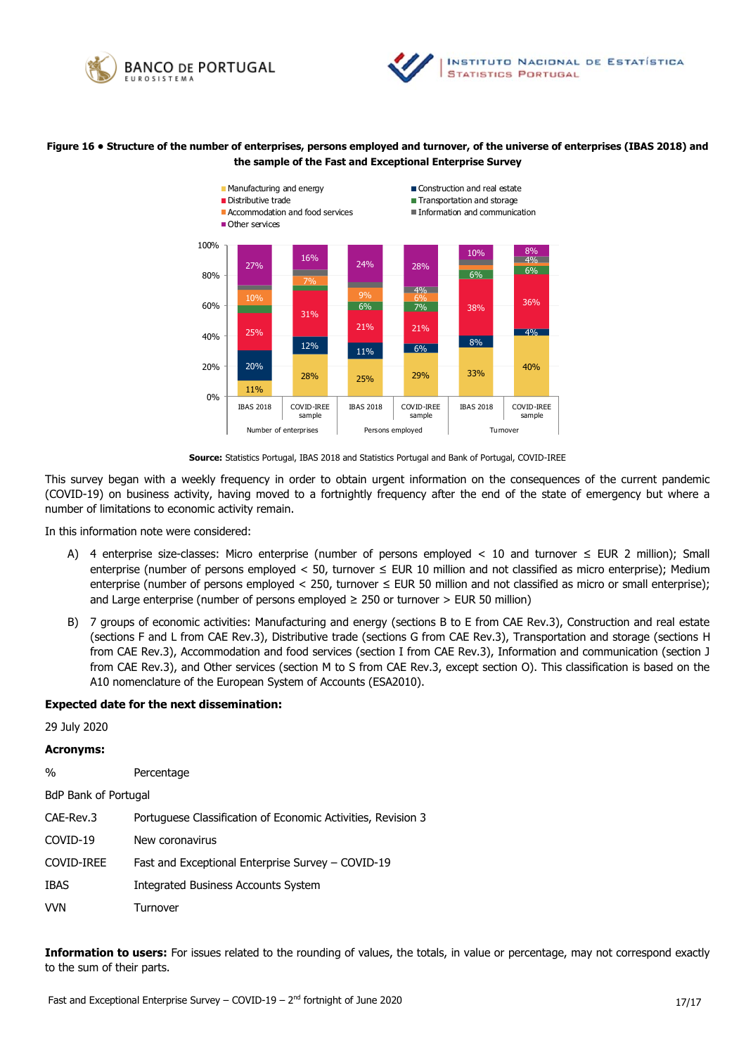**Figure 16 • Structure of the number of enterprises, persons employed and turnover, of the universe of enterprises (IBAS 2018) and the sample of the Fast and Exceptional Enterprise Survey**

Manufacturing and energy
Construction and real estate
Distributive trade
Transportation and storage
Accommodation and food services
Information and communication
Other services

100%
80%
60%
40%
20%
0%

Number of enterprises: IBAS 2018 — 11%, 20%, 25%, 10%, 27%; COVID-IREE sample — 28%, 12%, 31%, 7%, 16%

Persons employed: IBAS 2018 — 25%, 11%, 21%, 6%, 9%, 24%; COVID-IREE sample — 29%, 6%, 21%, 7%, 6%, 4%, 28%

Turnover: IBAS 2018 — 33%, 8%, 38%, 6%, 10%; COVID-IREE sample — 40%, 4%, 36%, 6%, 4%, 8%

**Source:** Statistics Portugal, IBAS 2018 and Statistics Portugal and Bank of Portugal, COVID-IREE

This survey began with a weekly frequency in order to obtain urgent information on the consequences of the current pandemic (COVID-19) on business activity, having moved to a fortnightly frequency after the end of the state of emergency but where a number of limitations to economic activity remain.

In this information note were considered:

A) 4 enterprise size-classes: Micro enterprise (number of persons employed < 10 and turnover ≤ EUR 2 million); Small enterprise (number of persons employed < 50, turnover ≤ EUR 10 million and not classified as micro enterprise); Medium enterprise (number of persons employed < 250, turnover ≤ EUR 50 million and not classified as micro or small enterprise); and Large enterprise (number of persons employed ≥ 250 or turnover > EUR 50 million)

B) 7 groups of economic activities: Manufacturing and energy (sections B to E from CAE Rev.3), Construction and real estate (sections F and L from CAE Rev.3), Distributive trade (sections G from CAE Rev.3), Transportation and storage (sections H from CAE Rev.3), Accommodation and food services (section I from CAE Rev.3), Information and communication (section J from CAE Rev.3), and Other services (section M to S from CAE Rev.3, except section O). This classification is based on the A10 nomenclature of the European System of Accounts (ESA2010).

**Expected date for the next dissemination:**

29 July 2020

**Acronyms:**

| | |
|---|---|
| % | Percentage |
| BdP | Bank of Portugal |
| CAE-Rev.3 | Portuguese Classification of Economic Activities, Revision 3 |
| COVID-19 | New coronavirus |
| COVID-IREE | Fast and Exceptional Enterprise Survey – COVID-19 |
| IBAS | Integrated Business Accounts System |
| VVN | Turnover |

**Information to users:** For issues related to the rounding of values, the totals, in value or percentage, may not correspond exactly to the sum of their parts.